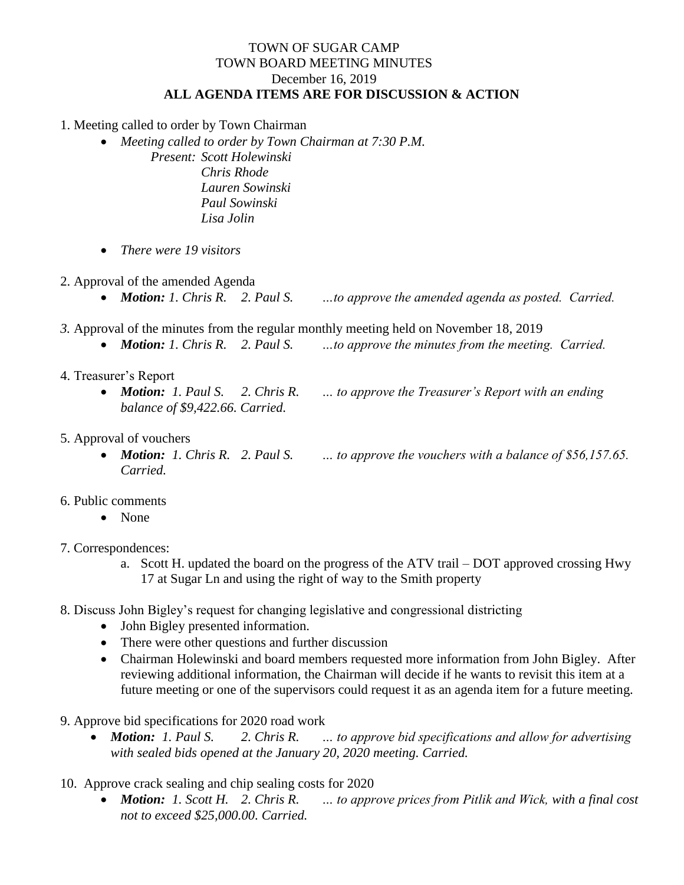# TOWN OF SUGAR CAMP
## TOWN BOARD MEETING MINUTES
December 16, 2019

**ALL AGENDA ITEMS ARE FOR DISCUSSION & ACTION**

1. Meeting called to order by Town Chairman
   - *Meeting called to order by Town Chairman at 7:30 P.M.*
     *Present: Scott Holewinski*
     *Chris Rhode*
     *Lauren Sowinski*
     *Paul Sowinski*
     *Lisa Jolin*
   - *There were 19 visitors*

2. Approval of the amended Agenda
   - ***Motion:*** *1. Chris R. 2. Paul S. …to approve the amended agenda as posted. Carried.*

3. Approval of the minutes from the regular monthly meeting held on November 18, 2019
   - ***Motion:*** *1. Chris R. 2. Paul S. …to approve the minutes from the meeting. Carried.*

4. Treasurer's Report
   - ***Motion:*** *1. Paul S. 2. Chris R. … to approve the Treasurer's Report with an ending balance of $9,422.66. Carried.*

5. Approval of vouchers
   - ***Motion:*** *1. Chris R. 2. Paul S. … to approve the vouchers with a balance of $56,157.65. Carried.*

6. Public comments
   - None

7. Correspondences:
   a. Scott H. updated the board on the progress of the ATV trail – DOT approved crossing Hwy 17 at Sugar Ln and using the right of way to the Smith property

8. Discuss John Bigley's request for changing legislative and congressional districting
   - John Bigley presented information.
   - There were other questions and further discussion
   - Chairman Holewinski and board members requested more information from John Bigley. After reviewing additional information, the Chairman will decide if he wants to revisit this item at a future meeting or one of the supervisors could request it as an agenda item for a future meeting.

9. Approve bid specifications for 2020 road work
   - ***Motion:*** *1. Paul S. 2. Chris R. … to approve bid specifications and allow for advertising with sealed bids opened at the January 20, 2020 meeting. Carried.*

10. Approve crack sealing and chip sealing costs for 2020
    - ***Motion:*** *1. Scott H. 2. Chris R. … to approve prices from Pitlik and Wick, with a final cost not to exceed $25,000.00. Carried.*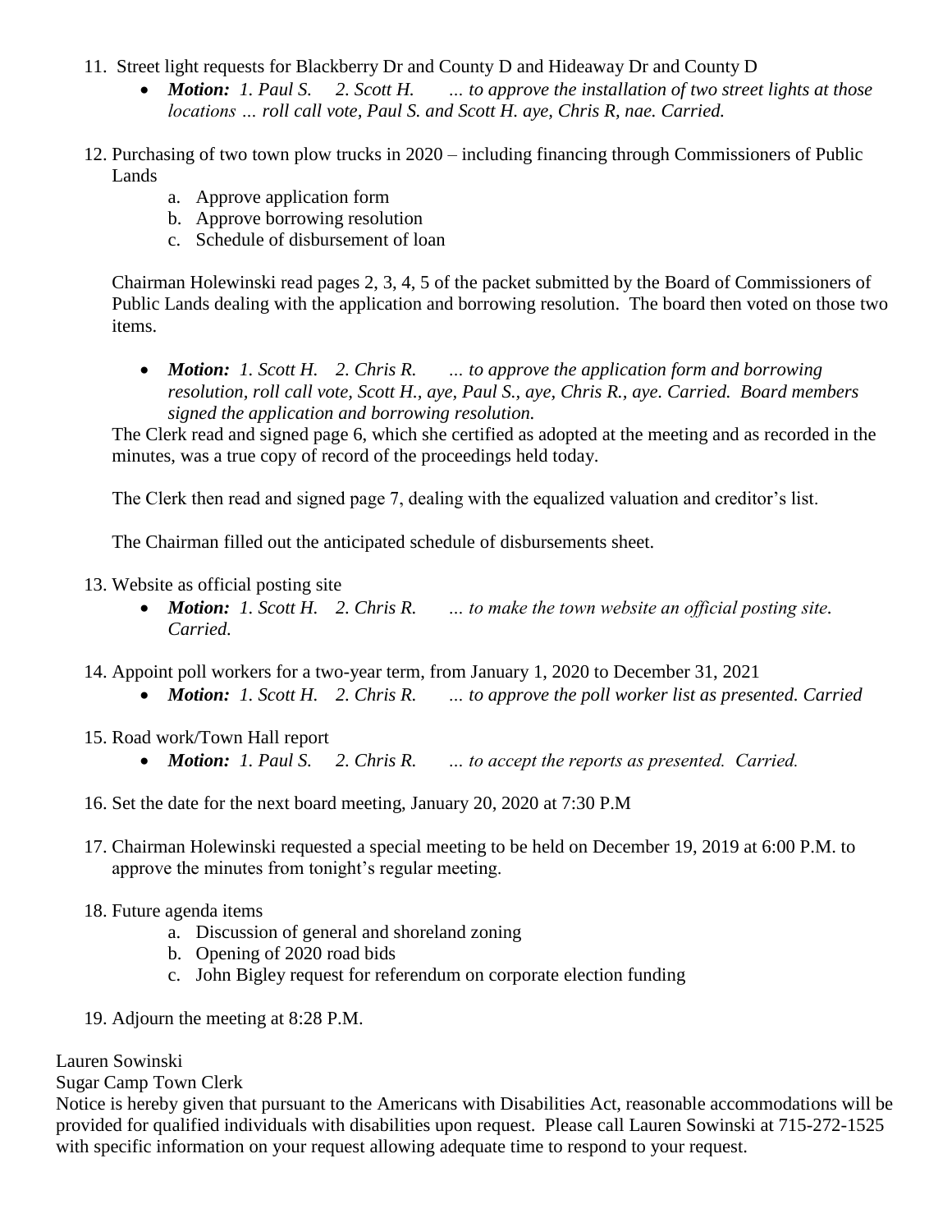11. Street light requests for Blackberry Dr and County D and Hideaway Dr and County D
    - ***Motion:*** *1. Paul S. 2. Scott H. … to approve the installation of two street lights at those locations … roll call vote, Paul S. and Scott H. aye, Chris R, nae. Carried.*

12. Purchasing of two town plow trucks in 2020 – including financing through Commissioners of Public Lands
    a. Approve application form
    b. Approve borrowing resolution
    c. Schedule of disbursement of loan

    Chairman Holewinski read pages 2, 3, 4, 5 of the packet submitted by the Board of Commissioners of Public Lands dealing with the application and borrowing resolution. The board then voted on those two items.

    - ***Motion:*** *1. Scott H. 2. Chris R. … to approve the application form and borrowing resolution, roll call vote, Scott H., aye, Paul S., aye, Chris R., aye. Carried. Board members signed the application and borrowing resolution.*

    The Clerk read and signed page 6, which she certified as adopted at the meeting and as recorded in the minutes, was a true copy of record of the proceedings held today.

    The Clerk then read and signed page 7, dealing with the equalized valuation and creditor's list.

    The Chairman filled out the anticipated schedule of disbursements sheet.

13. Website as official posting site
    - ***Motion:*** *1. Scott H. 2. Chris R. … to make the town website an official posting site. Carried.*

14. Appoint poll workers for a two-year term, from January 1, 2020 to December 31, 2021
    - ***Motion:*** *1. Scott H. 2. Chris R. … to approve the poll worker list as presented. Carried*

15. Road work/Town Hall report
    - ***Motion:*** *1. Paul S. 2. Chris R. … to accept the reports as presented. Carried.*

16. Set the date for the next board meeting, January 20, 2020 at 7:30 P.M

17. Chairman Holewinski requested a special meeting to be held on December 19, 2019 at 6:00 P.M. to approve the minutes from tonight's regular meeting.

18. Future agenda items
    a. Discussion of general and shoreland zoning
    b. Opening of 2020 road bids
    c. John Bigley request for referendum on corporate election funding

19. Adjourn the meeting at 8:28 P.M.

Lauren Sowinski
Sugar Camp Town Clerk

Notice is hereby given that pursuant to the Americans with Disabilities Act, reasonable accommodations will be provided for qualified individuals with disabilities upon request. Please call Lauren Sowinski at 715-272-1525 with specific information on your request allowing adequate time to respond to your request.